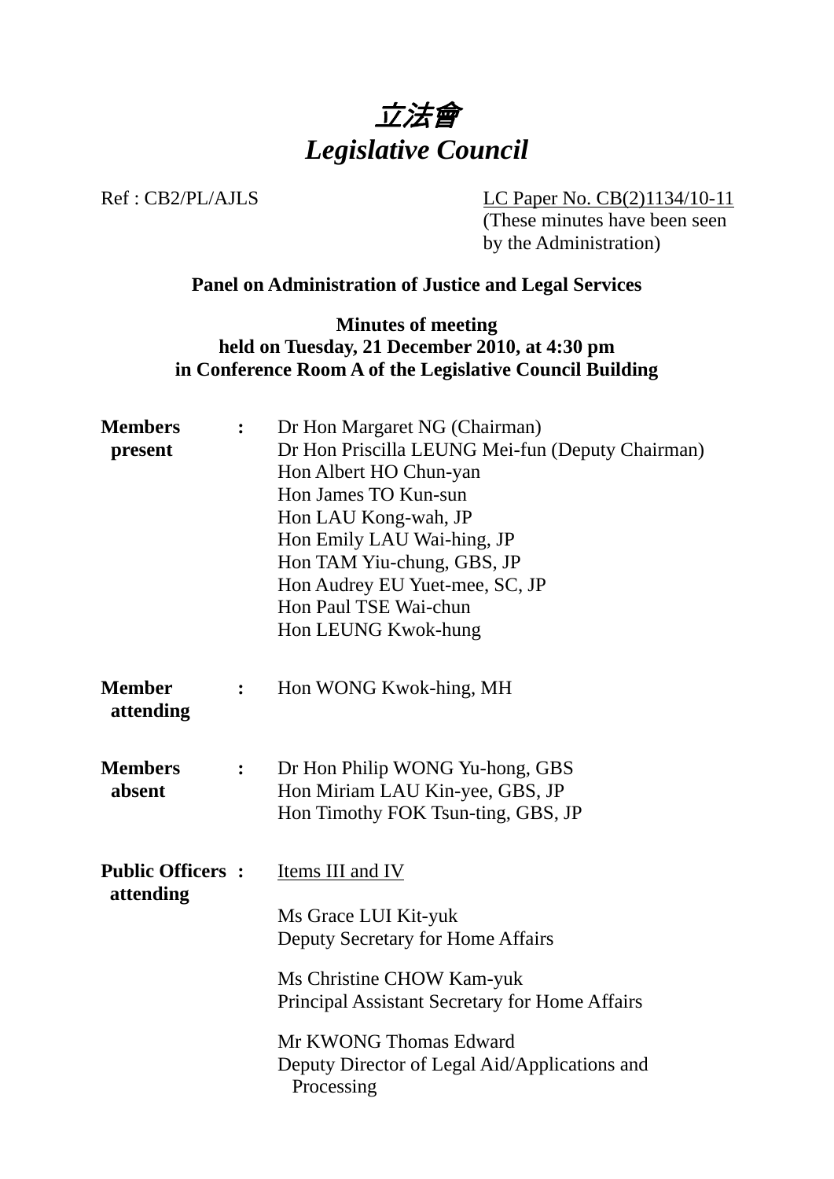# *立法會*
# *Legislative Council*

Ref : CB2/PL/AJLS

LC Paper No. CB(2)1134/10-11
(These minutes have been seen by the Administration)

**Panel on Administration of Justice and Legal Services**

**Minutes of meeting**
**held on Tuesday, 21 December 2010, at 4:30 pm**
**in Conference Room A of the Legislative Council Building**

**Members present** :
Dr Hon Margaret NG (Chairman)
Dr Hon Priscilla LEUNG Mei-fun (Deputy Chairman)
Hon Albert HO Chun-yan
Hon James TO Kun-sun
Hon LAU Kong-wah, JP
Hon Emily LAU Wai-hing, JP
Hon TAM Yiu-chung, GBS, JP
Hon Audrey EU Yuet-mee, SC, JP
Hon Paul TSE Wai-chun
Hon LEUNG Kwok-hung

**Member attending** :
Hon WONG Kwok-hing, MH

**Members absent** :
Dr Hon Philip WONG Yu-hong, GBS
Hon Miriam LAU Kin-yee, GBS, JP
Hon Timothy FOK Tsun-ting, GBS, JP

**Public Officers attending** :
Items III and IV

Ms Grace LUI Kit-yuk
Deputy Secretary for Home Affairs

Ms Christine CHOW Kam-yuk
Principal Assistant Secretary for Home Affairs

Mr KWONG Thomas Edward
Deputy Director of Legal Aid/Applications and Processing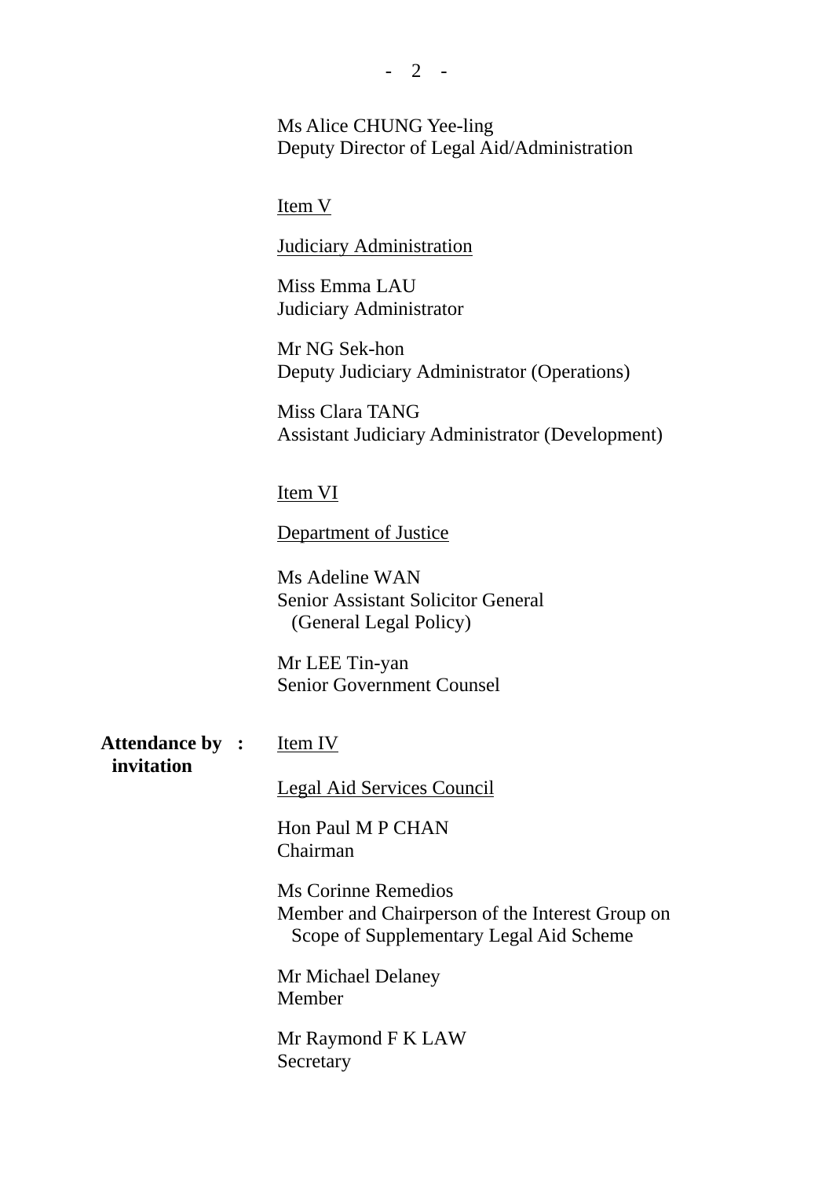Ms Alice CHUNG Yee-ling
Deputy Director of Legal Aid/Administration

Item V

Judiciary Administration

Miss Emma LAU
Judiciary Administrator

Mr NG Sek-hon
Deputy Judiciary Administrator (Operations)

Miss Clara TANG
Assistant Judiciary Administrator (Development)

Item VI

Department of Justice

Ms Adeline WAN
Senior Assistant Solicitor General
(General Legal Policy)

Mr LEE Tin-yan
Senior Government Counsel

**Attendance by invitation :**

Item IV

Legal Aid Services Council

Hon Paul M P CHAN
Chairman

Ms Corinne Remedios
Member and Chairperson of the Interest Group on Scope of Supplementary Legal Aid Scheme

Mr Michael Delaney
Member

Mr Raymond F K LAW
Secretary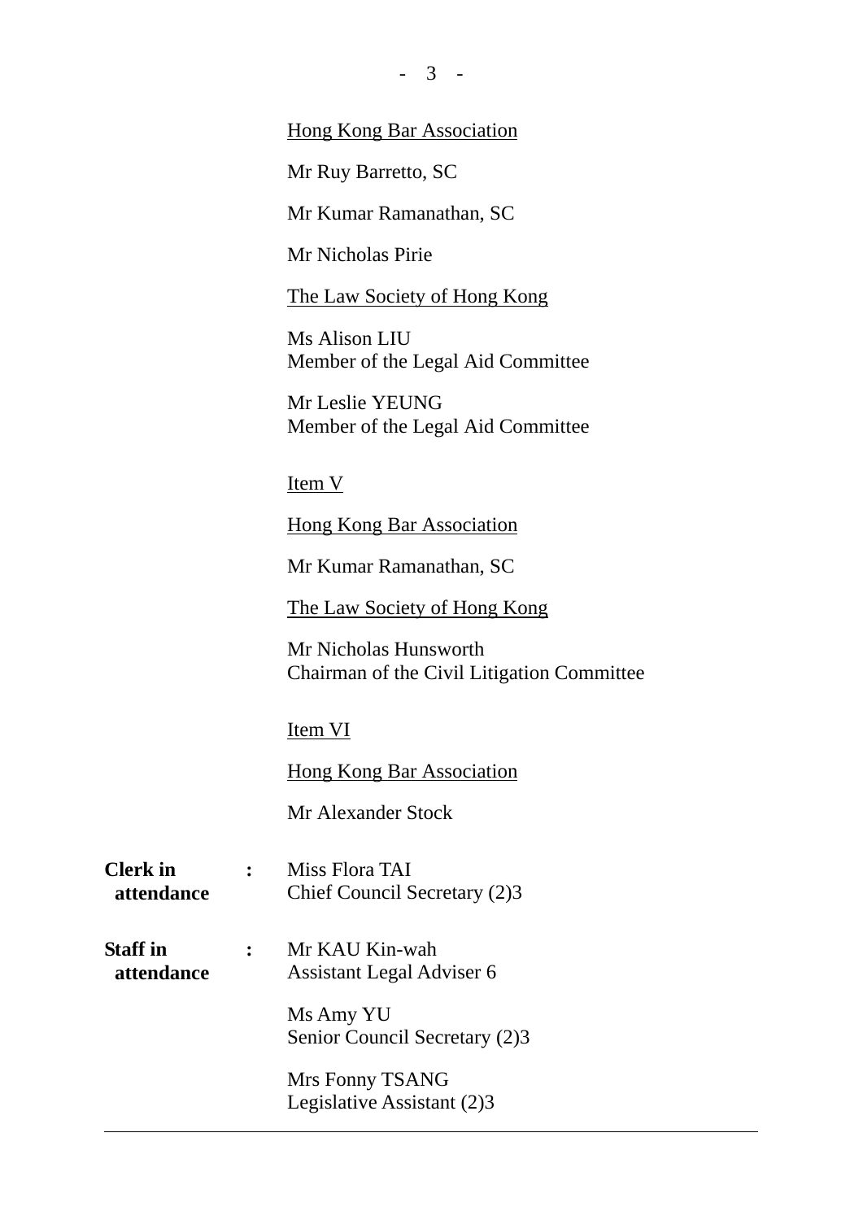<u>Hong Kong Bar Association</u>

Mr Ruy Barretto, SC

Mr Kumar Ramanathan, SC

Mr Nicholas Pirie

<u>The Law Society of Hong Kong</u>

Ms Alison LIU
Member of the Legal Aid Committee

Mr Leslie YEUNG
Member of the Legal Aid Committee

<u>Item V</u>

<u>Hong Kong Bar Association</u>

Mr Kumar Ramanathan, SC

<u>The Law Society of Hong Kong</u>

Mr Nicholas Hunsworth
Chairman of the Civil Litigation Committee

<u>Item VI</u>

<u>Hong Kong Bar Association</u>

Mr Alexander Stock

**Clerk in attendance** : Miss Flora TAI
Chief Council Secretary (2)3

**Staff in attendance** : Mr KAU Kin-wah
Assistant Legal Adviser 6

Ms Amy YU
Senior Council Secretary (2)3

Mrs Fonny TSANG
Legislative Assistant (2)3

---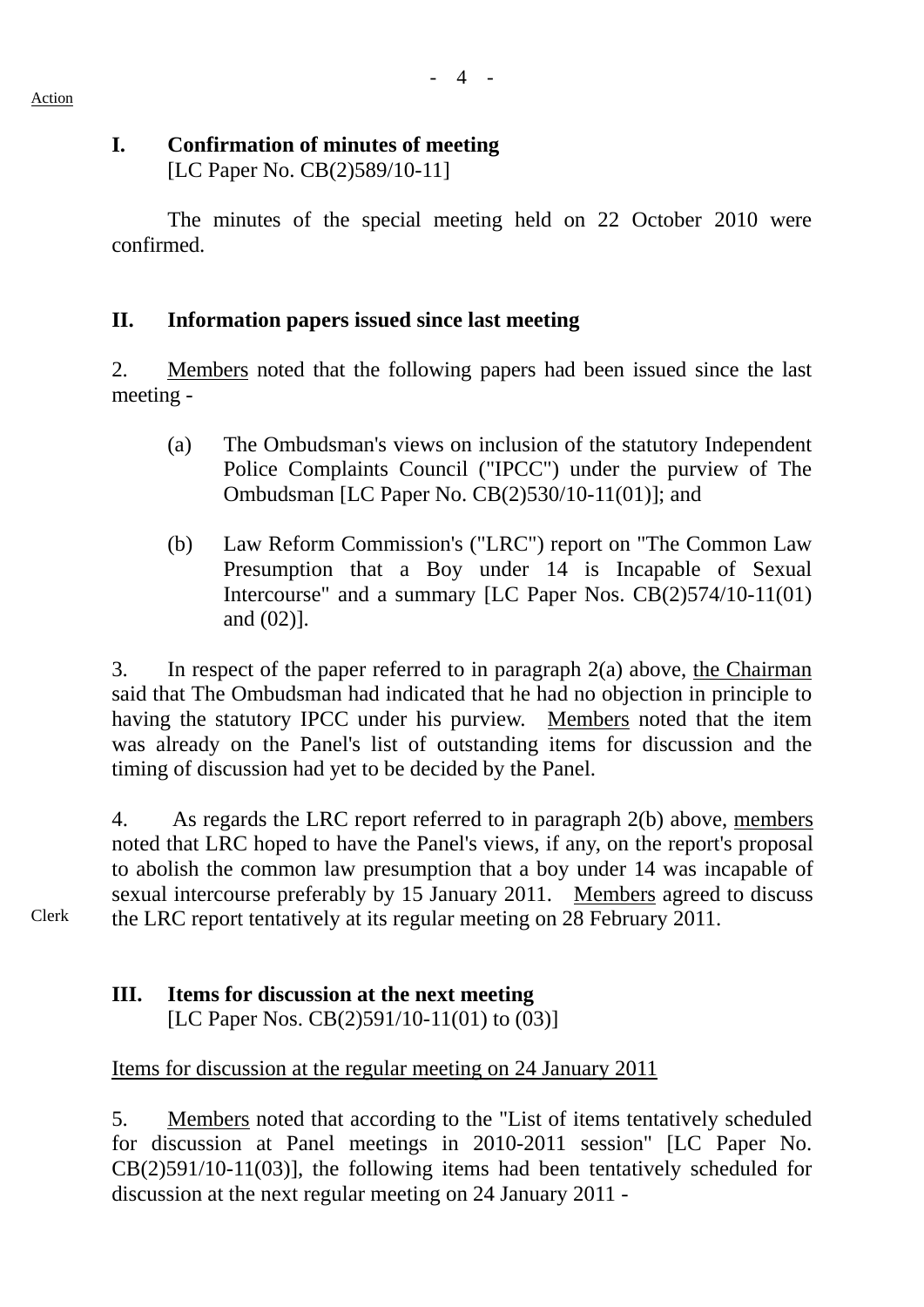Action

## I. Confirmation of minutes of meeting
[LC Paper No. CB(2)589/10-11]

The minutes of the special meeting held on 22 October 2010 were confirmed.

## II. Information papers issued since last meeting

2. Members noted that the following papers had been issued since the last meeting -

(a) The Ombudsman's views on inclusion of the statutory Independent Police Complaints Council ("IPCC") under the purview of The Ombudsman [LC Paper No. CB(2)530/10-11(01)]; and

(b) Law Reform Commission's ("LRC") report on "The Common Law Presumption that a Boy under 14 is Incapable of Sexual Intercourse" and a summary [LC Paper Nos. CB(2)574/10-11(01) and (02)].

3. In respect of the paper referred to in paragraph 2(a) above, the Chairman said that The Ombudsman had indicated that he had no objection in principle to having the statutory IPCC under his purview. Members noted that the item was already on the Panel's list of outstanding items for discussion and the timing of discussion had yet to be decided by the Panel.

4. As regards the LRC report referred to in paragraph 2(b) above, members noted that LRC hoped to have the Panel's views, if any, on the report's proposal to abolish the common law presumption that a boy under 14 was incapable of sexual intercourse preferably by 15 January 2011. Members agreed to discuss the LRC report tentatively at its regular meeting on 28 February 2011.

Clerk

## III. Items for discussion at the next meeting
[LC Paper Nos. CB(2)591/10-11(01) to (03)]

Items for discussion at the regular meeting on 24 January 2011

5. Members noted that according to the "List of items tentatively scheduled for discussion at Panel meetings in 2010-2011 session" [LC Paper No. CB(2)591/10-11(03)], the following items had been tentatively scheduled for discussion at the next regular meeting on 24 January 2011 -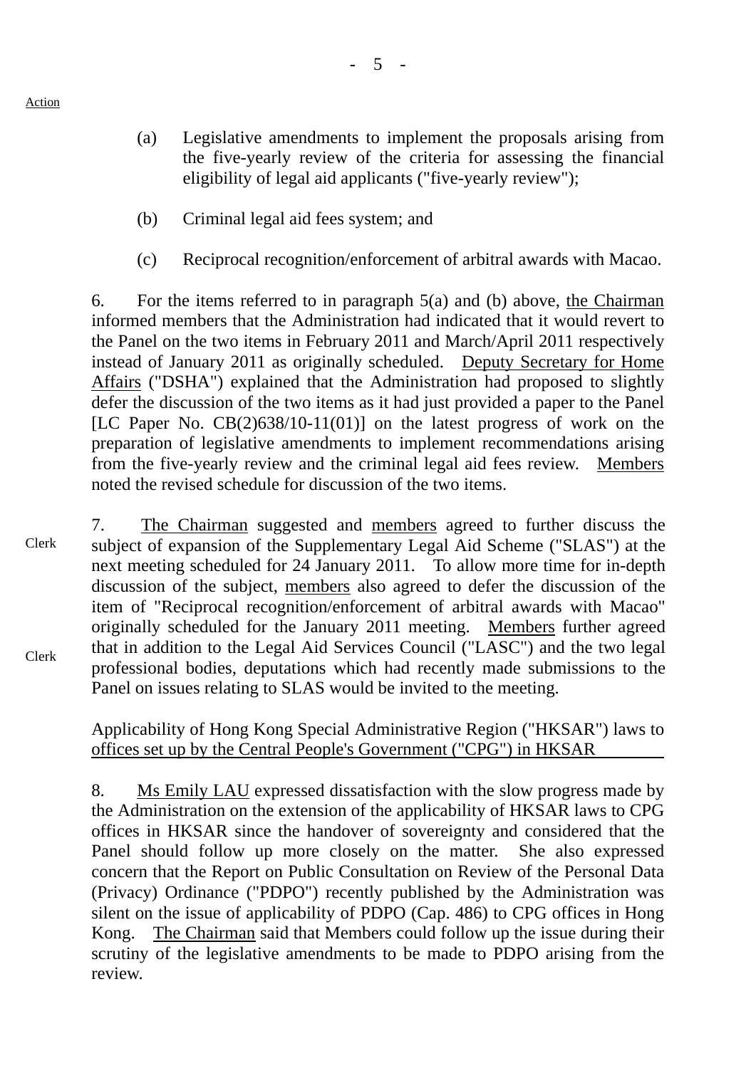Action

(a) Legislative amendments to implement the proposals arising from the five-yearly review of the criteria for assessing the financial eligibility of legal aid applicants ("five-yearly review");

(b) Criminal legal aid fees system; and

(c) Reciprocal recognition/enforcement of arbitral awards with Macao.

6. For the items referred to in paragraph 5(a) and (b) above, the Chairman informed members that the Administration had indicated that it would revert to the Panel on the two items in February 2011 and March/April 2011 respectively instead of January 2011 as originally scheduled. Deputy Secretary for Home Affairs ("DSHA") explained that the Administration had proposed to slightly defer the discussion of the two items as it had just provided a paper to the Panel [LC Paper No. CB(2)638/10-11(01)] on the latest progress of work on the preparation of legislative amendments to implement recommendations arising from the five-yearly review and the criminal legal aid fees review. Members noted the revised schedule for discussion of the two items.

Clerk

7. The Chairman suggested and members agreed to further discuss the subject of expansion of the Supplementary Legal Aid Scheme ("SLAS") at the next meeting scheduled for 24 January 2011. To allow more time for in-depth discussion of the subject, members also agreed to defer the discussion of the item of "Reciprocal recognition/enforcement of arbitral awards with Macao" originally scheduled for the January 2011 meeting. Members further agreed that in addition to the Legal Aid Services Council ("LASC") and the two legal professional bodies, deputations which had recently made submissions to the Panel on issues relating to SLAS would be invited to the meeting.

Clerk

Applicability of Hong Kong Special Administrative Region ("HKSAR") laws to offices set up by the Central People's Government ("CPG") in HKSAR

8. Ms Emily LAU expressed dissatisfaction with the slow progress made by the Administration on the extension of the applicability of HKSAR laws to CPG offices in HKSAR since the handover of sovereignty and considered that the Panel should follow up more closely on the matter. She also expressed concern that the Report on Public Consultation on Review of the Personal Data (Privacy) Ordinance ("PDPO") recently published by the Administration was silent on the issue of applicability of PDPO (Cap. 486) to CPG offices in Hong Kong. The Chairman said that Members could follow up the issue during their scrutiny of the legislative amendments to be made to PDPO arising from the review.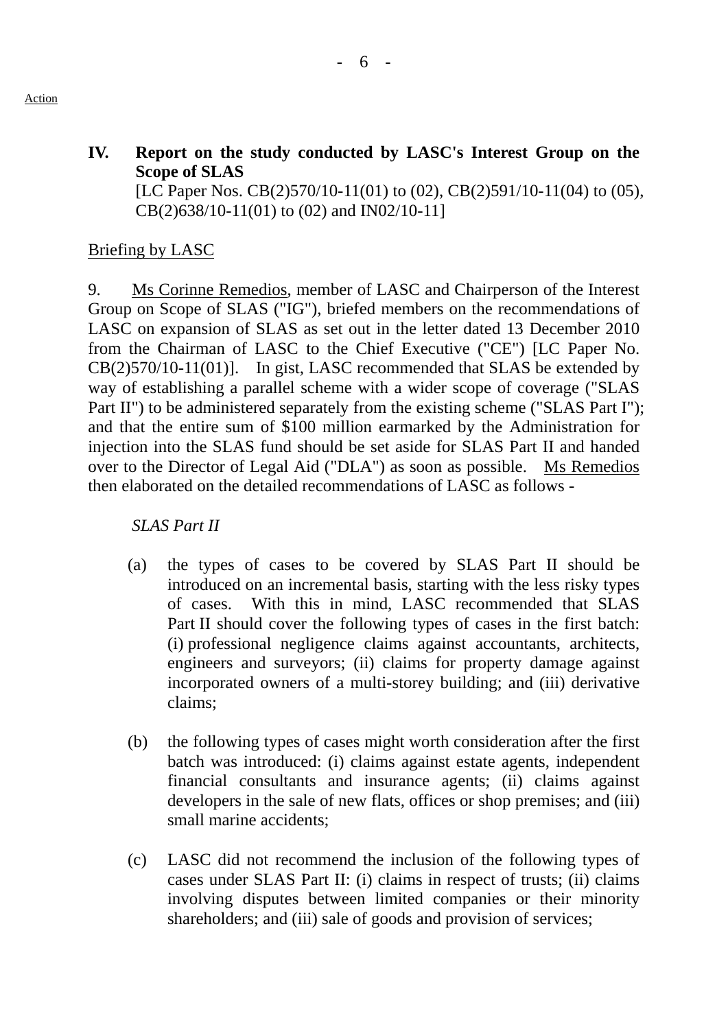Action

**IV. Report on the study conducted by LASC's Interest Group on the Scope of SLAS**
[LC Paper Nos. CB(2)570/10-11(01) to (02), CB(2)591/10-11(04) to (05), CB(2)638/10-11(01) to (02) and IN02/10-11]

Briefing by LASC

9. Ms Corinne Remedios, member of LASC and Chairperson of the Interest Group on Scope of SLAS ("IG"), briefed members on the recommendations of LASC on expansion of SLAS as set out in the letter dated 13 December 2010 from the Chairman of LASC to the Chief Executive ("CE") [LC Paper No. CB(2)570/10-11(01)]. In gist, LASC recommended that SLAS be extended by way of establishing a parallel scheme with a wider scope of coverage ("SLAS Part II") to be administered separately from the existing scheme ("SLAS Part I"); and that the entire sum of $100 million earmarked by the Administration for injection into the SLAS fund should be set aside for SLAS Part II and handed over to the Director of Legal Aid ("DLA") as soon as possible. Ms Remedios then elaborated on the detailed recommendations of LASC as follows -

*SLAS Part II*

(a) the types of cases to be covered by SLAS Part II should be introduced on an incremental basis, starting with the less risky types of cases. With this in mind, LASC recommended that SLAS Part II should cover the following types of cases in the first batch: (i) professional negligence claims against accountants, architects, engineers and surveyors; (ii) claims for property damage against incorporated owners of a multi-storey building; and (iii) derivative claims;

(b) the following types of cases might worth consideration after the first batch was introduced: (i) claims against estate agents, independent financial consultants and insurance agents; (ii) claims against developers in the sale of new flats, offices or shop premises; and (iii) small marine accidents;

(c) LASC did not recommend the inclusion of the following types of cases under SLAS Part II: (i) claims in respect of trusts; (ii) claims involving disputes between limited companies or their minority shareholders; and (iii) sale of goods and provision of services;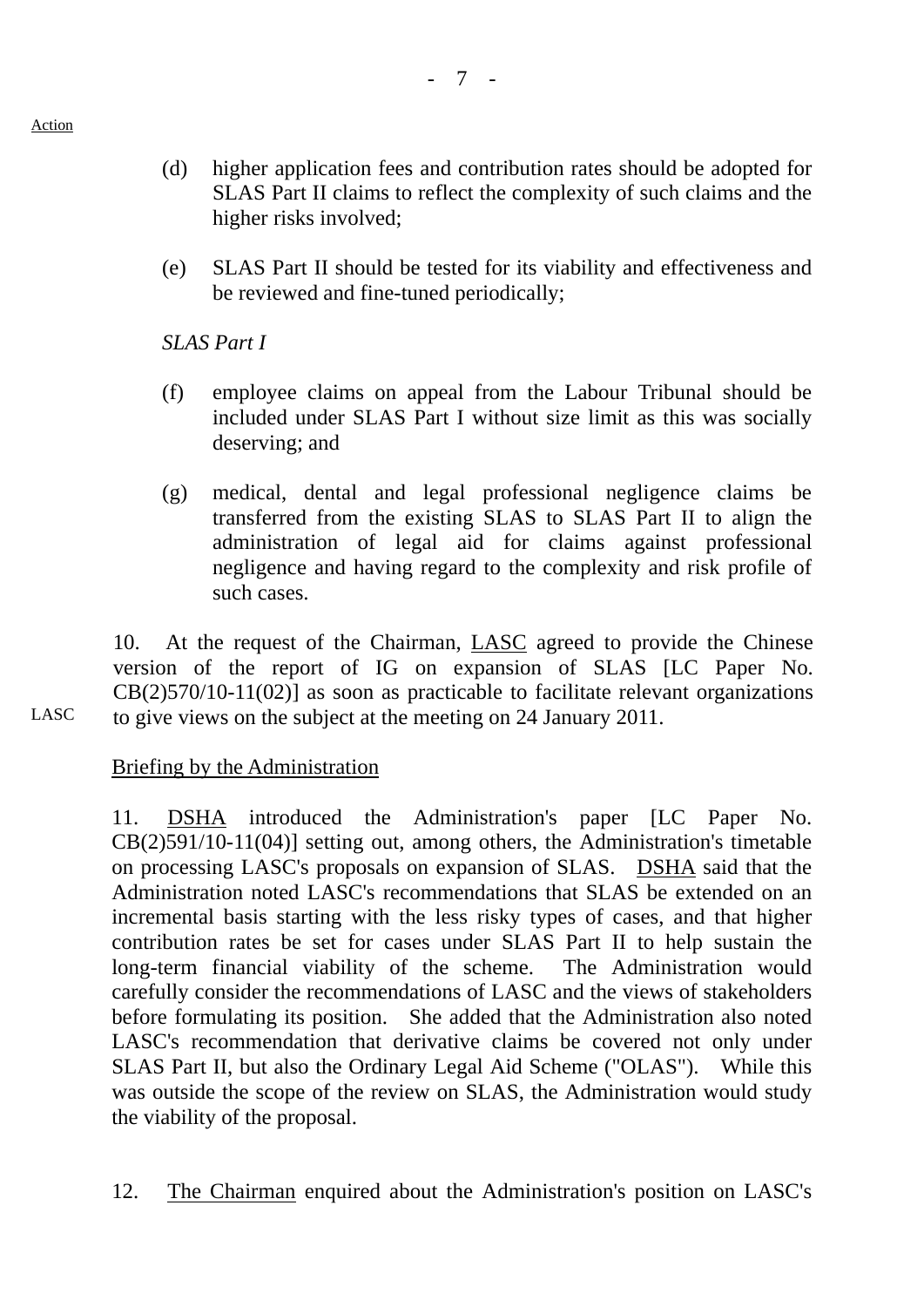Action

(d) higher application fees and contribution rates should be adopted for SLAS Part II claims to reflect the complexity of such claims and the higher risks involved;

(e) SLAS Part II should be tested for its viability and effectiveness and be reviewed and fine-tuned periodically;

*SLAS Part I*

(f) employee claims on appeal from the Labour Tribunal should be included under SLAS Part I without size limit as this was socially deserving; and

(g) medical, dental and legal professional negligence claims be transferred from the existing SLAS to SLAS Part II to align the administration of legal aid for claims against professional negligence and having regard to the complexity and risk profile of such cases.

10. At the request of the Chairman, LASC agreed to provide the Chinese version of the report of IG on expansion of SLAS [LC Paper No. CB(2)570/10-11(02)] as soon as practicable to facilitate relevant organizations to give views on the subject at the meeting on 24 January 2011. — LASC

Briefing by the Administration

11. DSHA introduced the Administration's paper [LC Paper No. CB(2)591/10-11(04)] setting out, among others, the Administration's timetable on processing LASC's proposals on expansion of SLAS. DSHA said that the Administration noted LASC's recommendations that SLAS be extended on an incremental basis starting with the less risky types of cases, and that higher contribution rates be set for cases under SLAS Part II to help sustain the long-term financial viability of the scheme. The Administration would carefully consider the recommendations of LASC and the views of stakeholders before formulating its position. She added that the Administration also noted LASC's recommendation that derivative claims be covered not only under SLAS Part II, but also the Ordinary Legal Aid Scheme ("OLAS"). While this was outside the scope of the review on SLAS, the Administration would study the viability of the proposal.

12. The Chairman enquired about the Administration's position on LASC's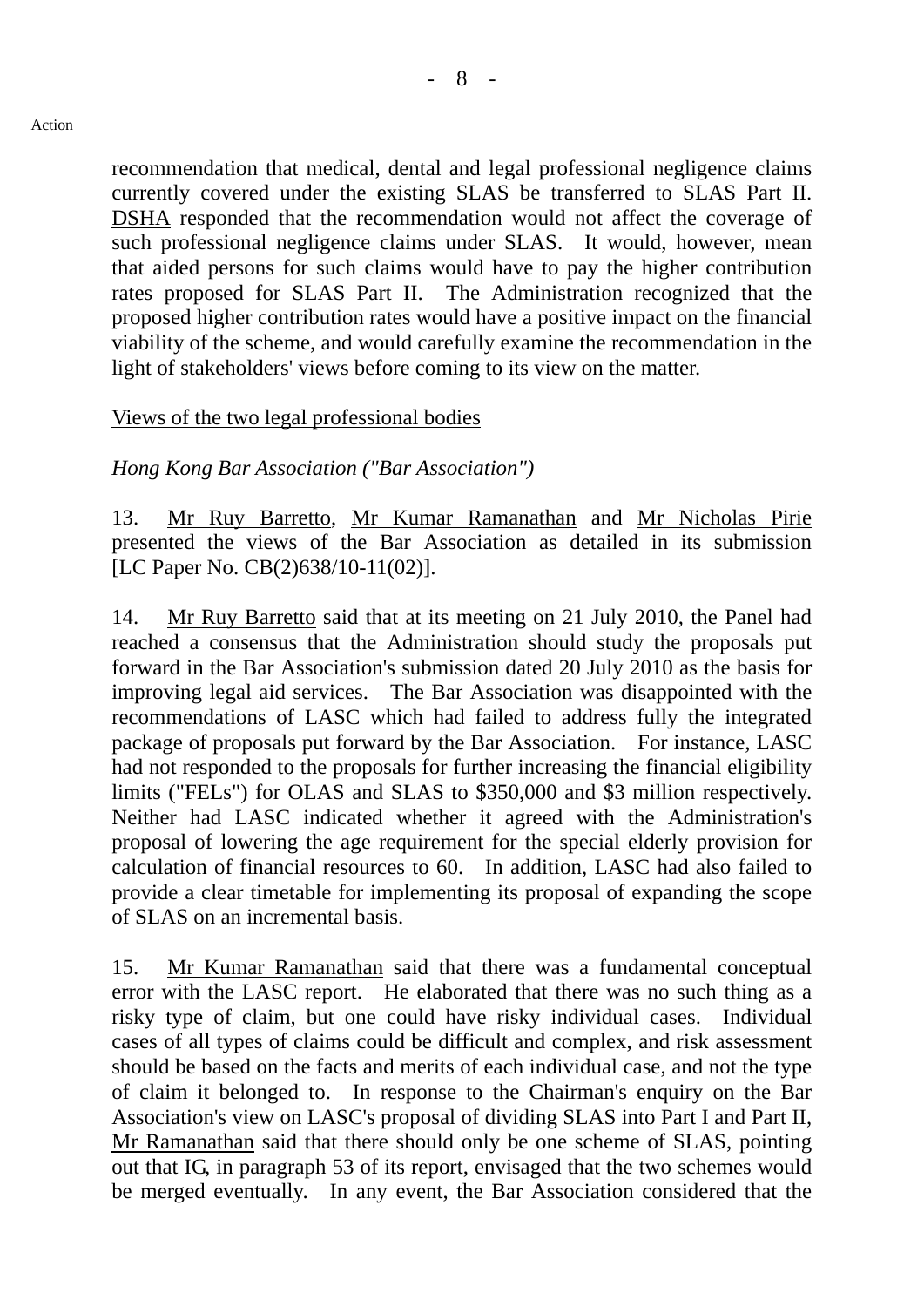Action

recommendation that medical, dental and legal professional negligence claims currently covered under the existing SLAS be transferred to SLAS Part II. DSHA responded that the recommendation would not affect the coverage of such professional negligence claims under SLAS. It would, however, mean that aided persons for such claims would have to pay the higher contribution rates proposed for SLAS Part II. The Administration recognized that the proposed higher contribution rates would have a positive impact on the financial viability of the scheme, and would carefully examine the recommendation in the light of stakeholders' views before coming to its view on the matter.

Views of the two legal professional bodies

*Hong Kong Bar Association ("Bar Association")*

13. Mr Ruy Barretto, Mr Kumar Ramanathan and Mr Nicholas Pirie presented the views of the Bar Association as detailed in its submission [LC Paper No. CB(2)638/10-11(02)].

14. Mr Ruy Barretto said that at its meeting on 21 July 2010, the Panel had reached a consensus that the Administration should study the proposals put forward in the Bar Association's submission dated 20 July 2010 as the basis for improving legal aid services. The Bar Association was disappointed with the recommendations of LASC which had failed to address fully the integrated package of proposals put forward by the Bar Association. For instance, LASC had not responded to the proposals for further increasing the financial eligibility limits ("FELs") for OLAS and SLAS to $350,000 and $3 million respectively. Neither had LASC indicated whether it agreed with the Administration's proposal of lowering the age requirement for the special elderly provision for calculation of financial resources to 60. In addition, LASC had also failed to provide a clear timetable for implementing its proposal of expanding the scope of SLAS on an incremental basis.

15. Mr Kumar Ramanathan said that there was a fundamental conceptual error with the LASC report. He elaborated that there was no such thing as a risky type of claim, but one could have risky individual cases. Individual cases of all types of claims could be difficult and complex, and risk assessment should be based on the facts and merits of each individual case, and not the type of claim it belonged to. In response to the Chairman's enquiry on the Bar Association's view on LASC's proposal of dividing SLAS into Part I and Part II, Mr Ramanathan said that there should only be one scheme of SLAS, pointing out that IG, in paragraph 53 of its report, envisaged that the two schemes would be merged eventually. In any event, the Bar Association considered that the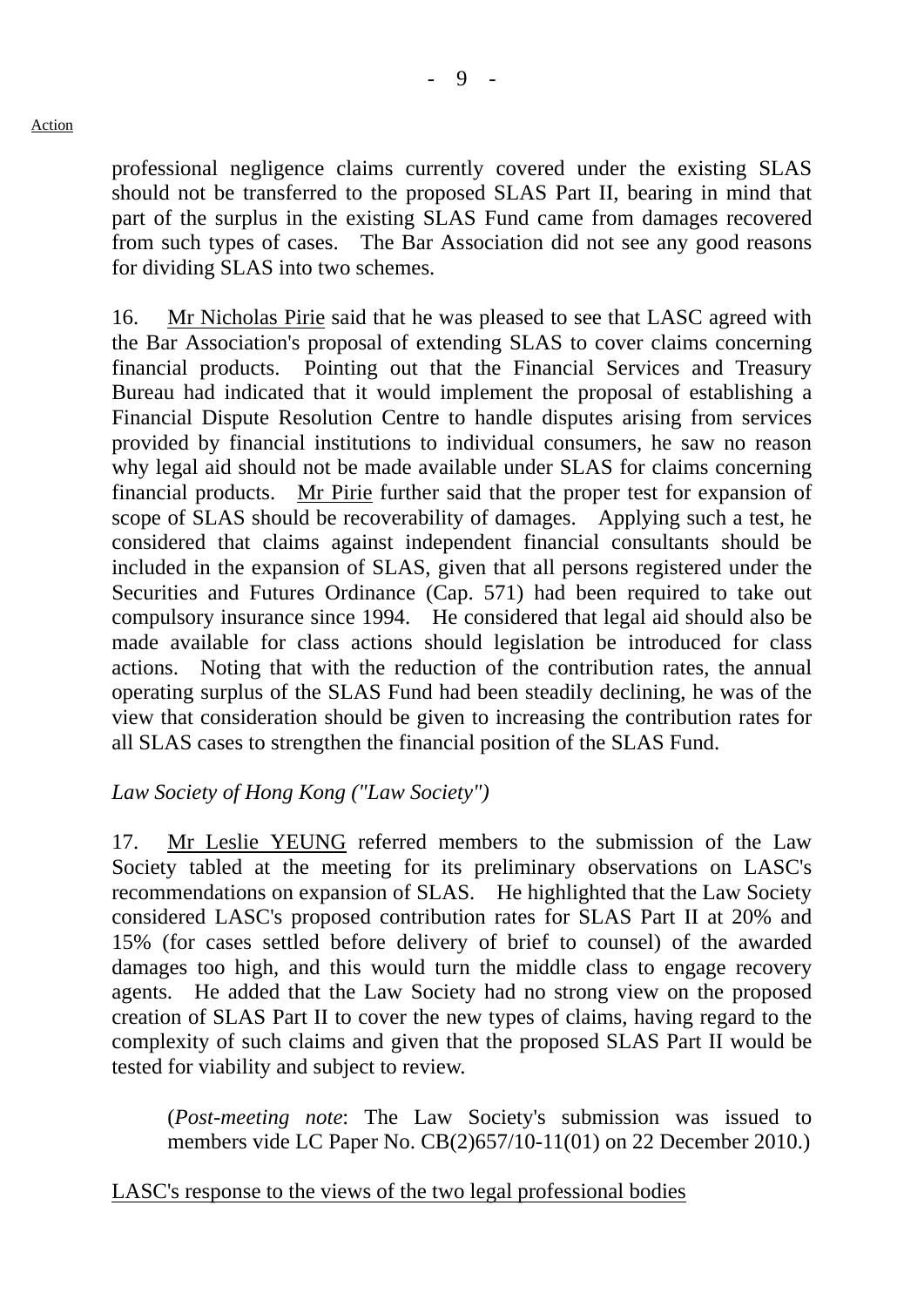professional negligence claims currently covered under the existing SLAS should not be transferred to the proposed SLAS Part II, bearing in mind that part of the surplus in the existing SLAS Fund came from damages recovered from such types of cases. The Bar Association did not see any good reasons for dividing SLAS into two schemes.

16. Mr Nicholas Pirie said that he was pleased to see that LASC agreed with the Bar Association's proposal of extending SLAS to cover claims concerning financial products. Pointing out that the Financial Services and Treasury Bureau had indicated that it would implement the proposal of establishing a Financial Dispute Resolution Centre to handle disputes arising from services provided by financial institutions to individual consumers, he saw no reason why legal aid should not be made available under SLAS for claims concerning financial products. Mr Pirie further said that the proper test for expansion of scope of SLAS should be recoverability of damages. Applying such a test, he considered that claims against independent financial consultants should be included in the expansion of SLAS, given that all persons registered under the Securities and Futures Ordinance (Cap. 571) had been required to take out compulsory insurance since 1994. He considered that legal aid should also be made available for class actions should legislation be introduced for class actions. Noting that with the reduction of the contribution rates, the annual operating surplus of the SLAS Fund had been steadily declining, he was of the view that consideration should be given to increasing the contribution rates for all SLAS cases to strengthen the financial position of the SLAS Fund.

*Law Society of Hong Kong ("Law Society")*

17. Mr Leslie YEUNG referred members to the submission of the Law Society tabled at the meeting for its preliminary observations on LASC's recommendations on expansion of SLAS. He highlighted that the Law Society considered LASC's proposed contribution rates for SLAS Part II at 20% and 15% (for cases settled before delivery of brief to counsel) of the awarded damages too high, and this would turn the middle class to engage recovery agents. He added that the Law Society had no strong view on the proposed creation of SLAS Part II to cover the new types of claims, having regard to the complexity of such claims and given that the proposed SLAS Part II would be tested for viability and subject to review.

> (*Post-meeting note*: The Law Society's submission was issued to members vide LC Paper No. CB(2)657/10-11(01) on 22 December 2010.)

LASC's response to the views of the two legal professional bodies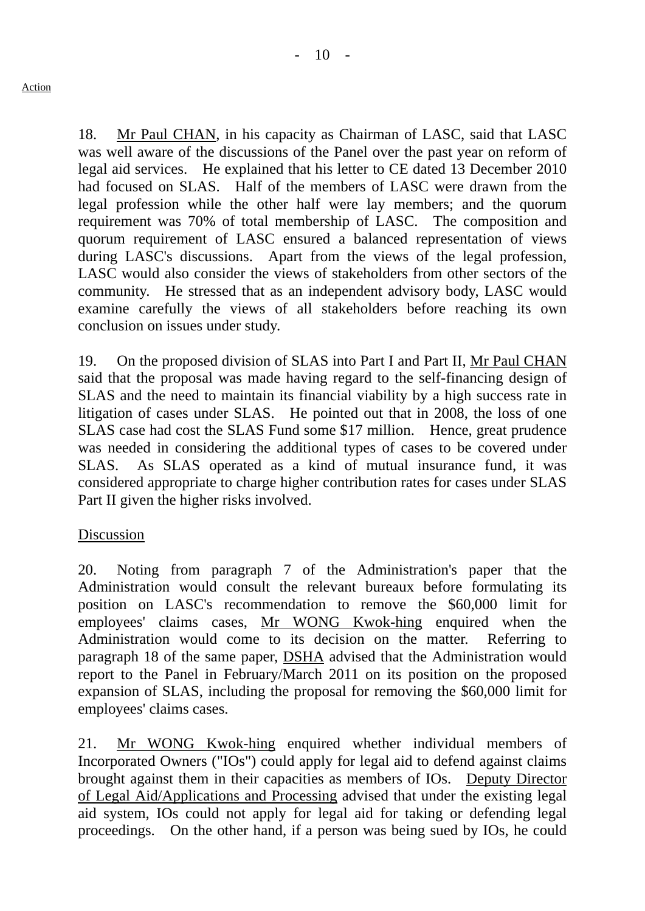Action

18. Mr Paul CHAN, in his capacity as Chairman of LASC, said that LASC was well aware of the discussions of the Panel over the past year on reform of legal aid services. He explained that his letter to CE dated 13 December 2010 had focused on SLAS. Half of the members of LASC were drawn from the legal profession while the other half were lay members; and the quorum requirement was 70% of total membership of LASC. The composition and quorum requirement of LASC ensured a balanced representation of views during LASC's discussions. Apart from the views of the legal profession, LASC would also consider the views of stakeholders from other sectors of the community. He stressed that as an independent advisory body, LASC would examine carefully the views of all stakeholders before reaching its own conclusion on issues under study.

19. On the proposed division of SLAS into Part I and Part II, Mr Paul CHAN said that the proposal was made having regard to the self-financing design of SLAS and the need to maintain its financial viability by a high success rate in litigation of cases under SLAS. He pointed out that in 2008, the loss of one SLAS case had cost the SLAS Fund some $17 million. Hence, great prudence was needed in considering the additional types of cases to be covered under SLAS. As SLAS operated as a kind of mutual insurance fund, it was considered appropriate to charge higher contribution rates for cases under SLAS Part II given the higher risks involved.

Discussion

20. Noting from paragraph 7 of the Administration's paper that the Administration would consult the relevant bureaux before formulating its position on LASC's recommendation to remove the $60,000 limit for employees' claims cases, Mr WONG Kwok-hing enquired when the Administration would come to its decision on the matter. Referring to paragraph 18 of the same paper, DSHA advised that the Administration would report to the Panel in February/March 2011 on its position on the proposed expansion of SLAS, including the proposal for removing the $60,000 limit for employees' claims cases.

21. Mr WONG Kwok-hing enquired whether individual members of Incorporated Owners ("IOs") could apply for legal aid to defend against claims brought against them in their capacities as members of IOs. Deputy Director of Legal Aid/Applications and Processing advised that under the existing legal aid system, IOs could not apply for legal aid for taking or defending legal proceedings. On the other hand, if a person was being sued by IOs, he could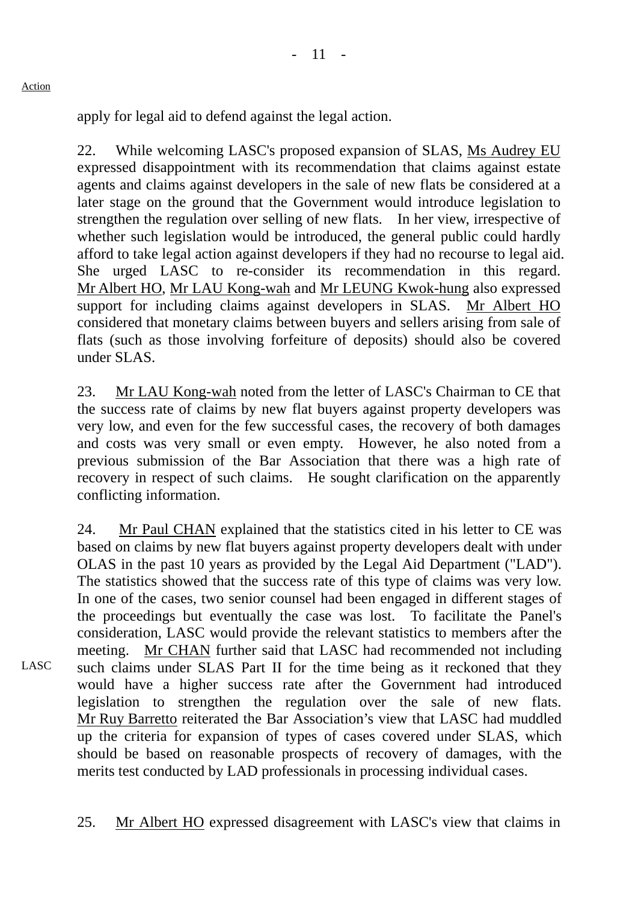Action

apply for legal aid to defend against the legal action.

22. While welcoming LASC's proposed expansion of SLAS, Ms Audrey EU expressed disappointment with its recommendation that claims against estate agents and claims against developers in the sale of new flats be considered at a later stage on the ground that the Government would introduce legislation to strengthen the regulation over selling of new flats. In her view, irrespective of whether such legislation would be introduced, the general public could hardly afford to take legal action against developers if they had no recourse to legal aid. She urged LASC to re-consider its recommendation in this regard. Mr Albert HO, Mr LAU Kong-wah and Mr LEUNG Kwok-hung also expressed support for including claims against developers in SLAS. Mr Albert HO considered that monetary claims between buyers and sellers arising from sale of flats (such as those involving forfeiture of deposits) should also be covered under SLAS.

23. Mr LAU Kong-wah noted from the letter of LASC's Chairman to CE that the success rate of claims by new flat buyers against property developers was very low, and even for the few successful cases, the recovery of both damages and costs was very small or even empty. However, he also noted from a previous submission of the Bar Association that there was a high rate of recovery in respect of such claims. He sought clarification on the apparently conflicting information.

24. Mr Paul CHAN explained that the statistics cited in his letter to CE was based on claims by new flat buyers against property developers dealt with under OLAS in the past 10 years as provided by the Legal Aid Department ("LAD"). The statistics showed that the success rate of this type of claims was very low. In one of the cases, two senior counsel had been engaged in different stages of the proceedings but eventually the case was lost. To facilitate the Panel's consideration, LASC would provide the relevant statistics to members after the meeting. Mr CHAN further said that LASC had recommended not including such claims under SLAS Part II for the time being as it reckoned that they would have a higher success rate after the Government had introduced legislation to strengthen the regulation over the sale of new flats. Mr Ruy Barretto reiterated the Bar Association's view that LASC had muddled up the criteria for expansion of types of cases covered under SLAS, which should be based on reasonable prospects of recovery of damages, with the merits test conducted by LAD professionals in processing individual cases.

LASC

25. Mr Albert HO expressed disagreement with LASC's view that claims in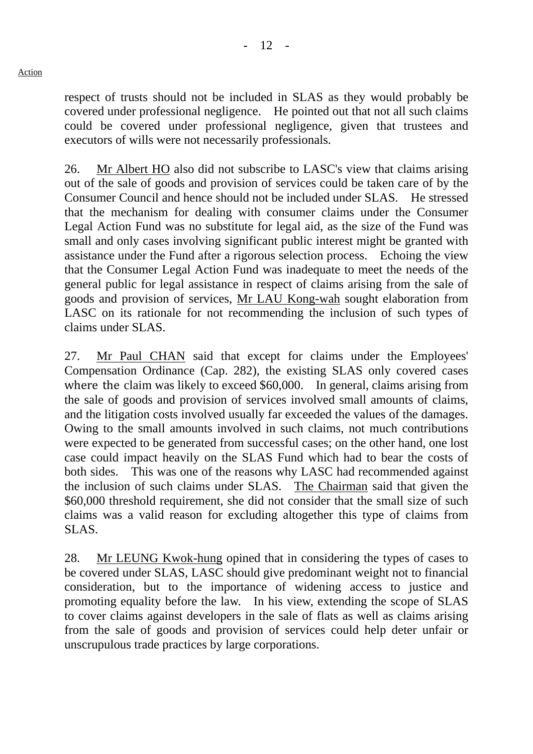respect of trusts should not be included in SLAS as they would probably be covered under professional negligence. He pointed out that not all such claims could be covered under professional negligence, given that trustees and executors of wills were not necessarily professionals.

26. Mr Albert HO also did not subscribe to LASC's view that claims arising out of the sale of goods and provision of services could be taken care of by the Consumer Council and hence should not be included under SLAS. He stressed that the mechanism for dealing with consumer claims under the Consumer Legal Action Fund was no substitute for legal aid, as the size of the Fund was small and only cases involving significant public interest might be granted with assistance under the Fund after a rigorous selection process. Echoing the view that the Consumer Legal Action Fund was inadequate to meet the needs of the general public for legal assistance in respect of claims arising from the sale of goods and provision of services, Mr LAU Kong-wah sought elaboration from LASC on its rationale for not recommending the inclusion of such types of claims under SLAS.

27. Mr Paul CHAN said that except for claims under the Employees' Compensation Ordinance (Cap. 282), the existing SLAS only covered cases where the claim was likely to exceed $60,000. In general, claims arising from the sale of goods and provision of services involved small amounts of claims, and the litigation costs involved usually far exceeded the values of the damages. Owing to the small amounts involved in such claims, not much contributions were expected to be generated from successful cases; on the other hand, one lost case could impact heavily on the SLAS Fund which had to bear the costs of both sides. This was one of the reasons why LASC had recommended against the inclusion of such claims under SLAS. The Chairman said that given the $60,000 threshold requirement, she did not consider that the small size of such claims was a valid reason for excluding altogether this type of claims from SLAS.

28. Mr LEUNG Kwok-hung opined that in considering the types of cases to be covered under SLAS, LASC should give predominant weight not to financial consideration, but to the importance of widening access to justice and promoting equality before the law. In his view, extending the scope of SLAS to cover claims against developers in the sale of flats as well as claims arising from the sale of goods and provision of services could help deter unfair or unscrupulous trade practices by large corporations.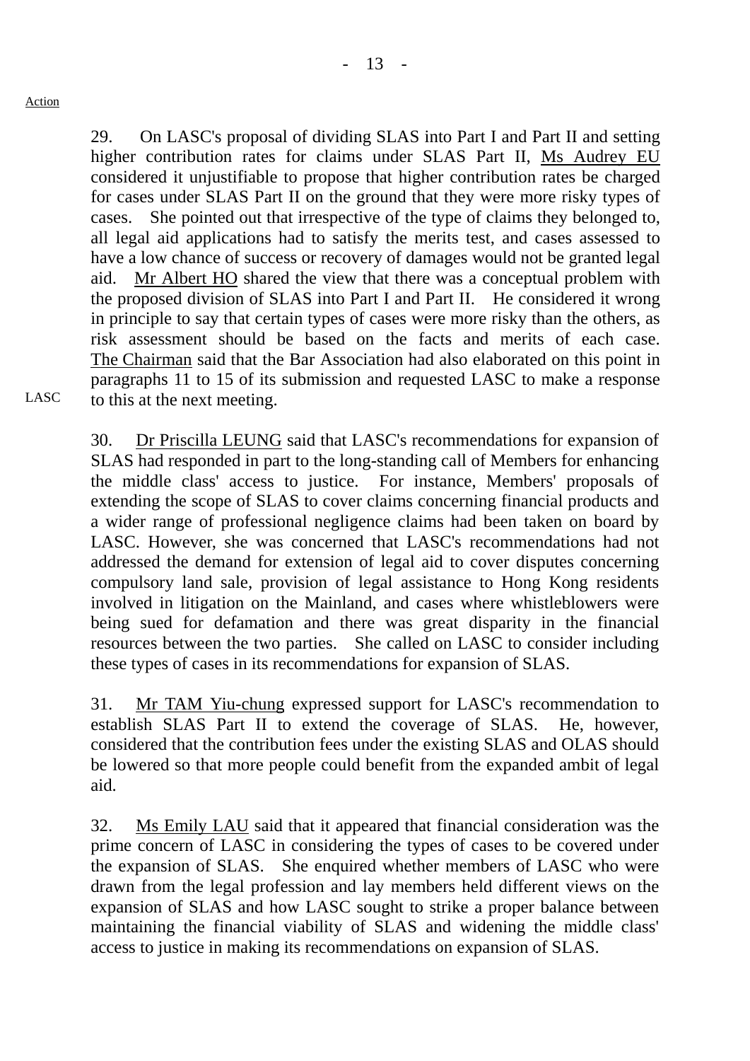Action

29. On LASC's proposal of dividing SLAS into Part I and Part II and setting higher contribution rates for claims under SLAS Part II, Ms Audrey EU considered it unjustifiable to propose that higher contribution rates be charged for cases under SLAS Part II on the ground that they were more risky types of cases. She pointed out that irrespective of the type of claims they belonged to, all legal aid applications had to satisfy the merits test, and cases assessed to have a low chance of success or recovery of damages would not be granted legal aid. Mr Albert HO shared the view that there was a conceptual problem with the proposed division of SLAS into Part I and Part II. He considered it wrong in principle to say that certain types of cases were more risky than the others, as risk assessment should be based on the facts and merits of each case. The Chairman said that the Bar Association had also elaborated on this point in paragraphs 11 to 15 of its submission and requested LASC to make a response to this at the next meeting.

LASC

30. Dr Priscilla LEUNG said that LASC's recommendations for expansion of SLAS had responded in part to the long-standing call of Members for enhancing the middle class' access to justice. For instance, Members' proposals of extending the scope of SLAS to cover claims concerning financial products and a wider range of professional negligence claims had been taken on board by LASC. However, she was concerned that LASC's recommendations had not addressed the demand for extension of legal aid to cover disputes concerning compulsory land sale, provision of legal assistance to Hong Kong residents involved in litigation on the Mainland, and cases where whistleblowers were being sued for defamation and there was great disparity in the financial resources between the two parties. She called on LASC to consider including these types of cases in its recommendations for expansion of SLAS.

31. Mr TAM Yiu-chung expressed support for LASC's recommendation to establish SLAS Part II to extend the coverage of SLAS. He, however, considered that the contribution fees under the existing SLAS and OLAS should be lowered so that more people could benefit from the expanded ambit of legal aid.

32. Ms Emily LAU said that it appeared that financial consideration was the prime concern of LASC in considering the types of cases to be covered under the expansion of SLAS. She enquired whether members of LASC who were drawn from the legal profession and lay members held different views on the expansion of SLAS and how LASC sought to strike a proper balance between maintaining the financial viability of SLAS and widening the middle class' access to justice in making its recommendations on expansion of SLAS.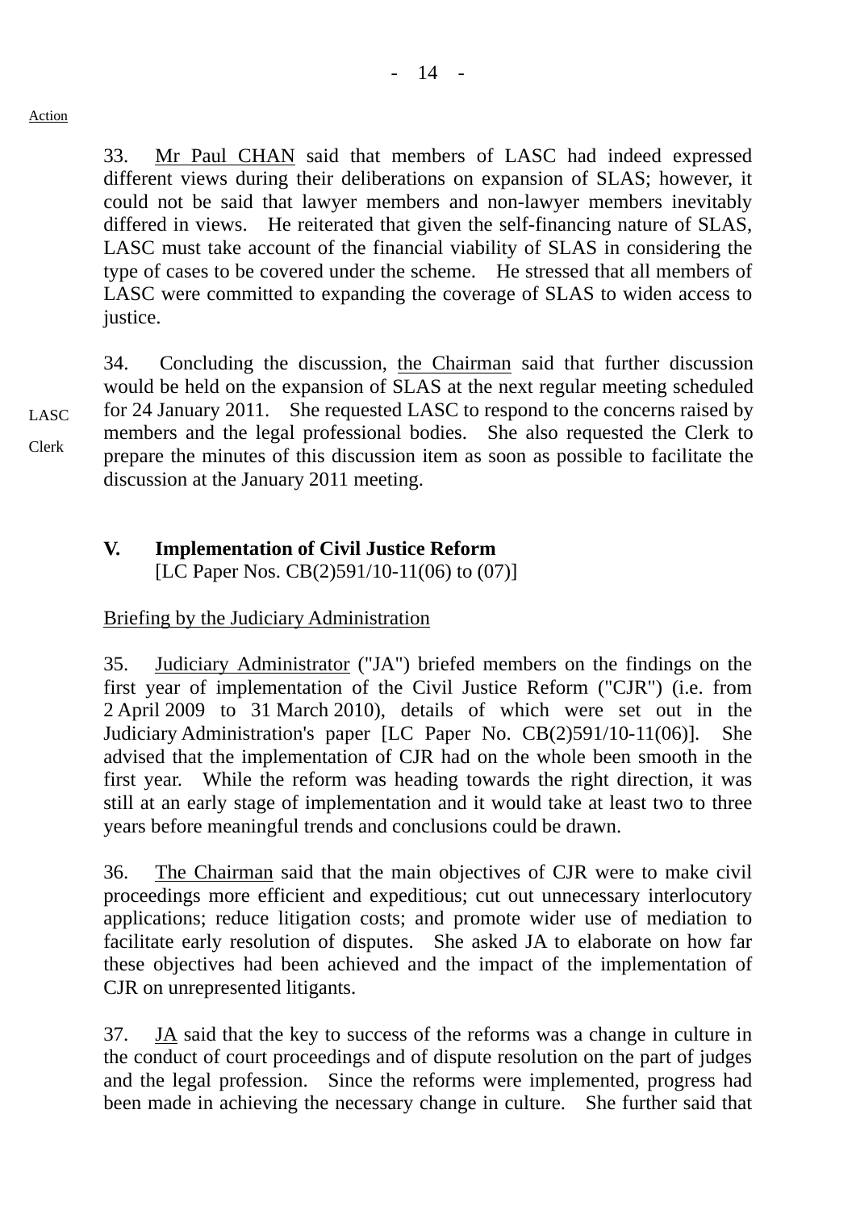Action

33. Mr Paul CHAN said that members of LASC had indeed expressed different views during their deliberations on expansion of SLAS; however, it could not be said that lawyer members and non-lawyer members inevitably differed in views. He reiterated that given the self-financing nature of SLAS, LASC must take account of the financial viability of SLAS in considering the type of cases to be covered under the scheme. He stressed that all members of LASC were committed to expanding the coverage of SLAS to widen access to justice.

34. Concluding the discussion, the Chairman said that further discussion would be held on the expansion of SLAS at the next regular meeting scheduled for 24 January 2011. She requested LASC to respond to the concerns raised by members and the legal professional bodies. She also requested the Clerk to prepare the minutes of this discussion item as soon as possible to facilitate the discussion at the January 2011 meeting.

LASC

Clerk

## V. Implementation of Civil Justice Reform

[LC Paper Nos. CB(2)591/10-11(06) to (07)]

Briefing by the Judiciary Administration

35. Judiciary Administrator ("JA") briefed members on the findings on the first year of implementation of the Civil Justice Reform ("CJR") (i.e. from 2 April 2009 to 31 March 2010), details of which were set out in the Judiciary Administration's paper [LC Paper No. CB(2)591/10-11(06)]. She advised that the implementation of CJR had on the whole been smooth in the first year. While the reform was heading towards the right direction, it was still at an early stage of implementation and it would take at least two to three years before meaningful trends and conclusions could be drawn.

36. The Chairman said that the main objectives of CJR were to make civil proceedings more efficient and expeditious; cut out unnecessary interlocutory applications; reduce litigation costs; and promote wider use of mediation to facilitate early resolution of disputes. She asked JA to elaborate on how far these objectives had been achieved and the impact of the implementation of CJR on unrepresented litigants.

37. JA said that the key to success of the reforms was a change in culture in the conduct of court proceedings and of dispute resolution on the part of judges and the legal profession. Since the reforms were implemented, progress had been made in achieving the necessary change in culture. She further said that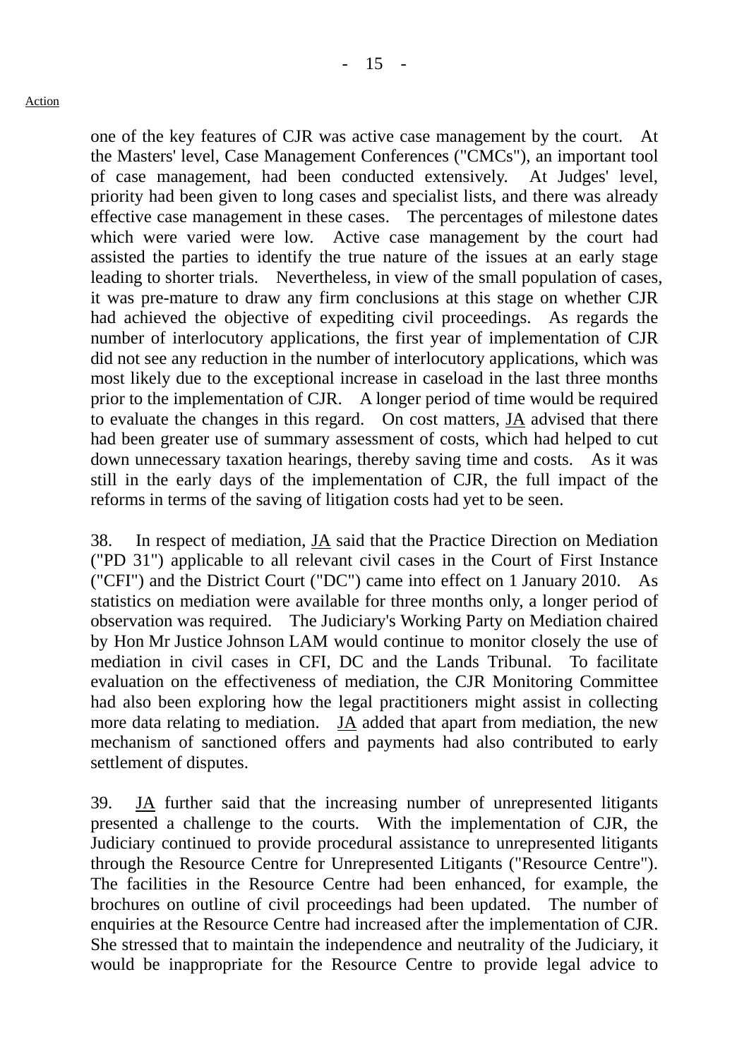Action

one of the key features of CJR was active case management by the court. At the Masters' level, Case Management Conferences ("CMCs"), an important tool of case management, had been conducted extensively. At Judges' level, priority had been given to long cases and specialist lists, and there was already effective case management in these cases. The percentages of milestone dates which were varied were low. Active case management by the court had assisted the parties to identify the true nature of the issues at an early stage leading to shorter trials. Nevertheless, in view of the small population of cases, it was pre-mature to draw any firm conclusions at this stage on whether CJR had achieved the objective of expediting civil proceedings. As regards the number of interlocutory applications, the first year of implementation of CJR did not see any reduction in the number of interlocutory applications, which was most likely due to the exceptional increase in caseload in the last three months prior to the implementation of CJR. A longer period of time would be required to evaluate the changes in this regard. On cost matters, JA advised that there had been greater use of summary assessment of costs, which had helped to cut down unnecessary taxation hearings, thereby saving time and costs. As it was still in the early days of the implementation of CJR, the full impact of the reforms in terms of the saving of litigation costs had yet to be seen.

38. In respect of mediation, JA said that the Practice Direction on Mediation ("PD 31") applicable to all relevant civil cases in the Court of First Instance ("CFI") and the District Court ("DC") came into effect on 1 January 2010. As statistics on mediation were available for three months only, a longer period of observation was required. The Judiciary's Working Party on Mediation chaired by Hon Mr Justice Johnson LAM would continue to monitor closely the use of mediation in civil cases in CFI, DC and the Lands Tribunal. To facilitate evaluation on the effectiveness of mediation, the CJR Monitoring Committee had also been exploring how the legal practitioners might assist in collecting more data relating to mediation. JA added that apart from mediation, the new mechanism of sanctioned offers and payments had also contributed to early settlement of disputes.

39. JA further said that the increasing number of unrepresented litigants presented a challenge to the courts. With the implementation of CJR, the Judiciary continued to provide procedural assistance to unrepresented litigants through the Resource Centre for Unrepresented Litigants ("Resource Centre"). The facilities in the Resource Centre had been enhanced, for example, the brochures on outline of civil proceedings had been updated. The number of enquiries at the Resource Centre had increased after the implementation of CJR. She stressed that to maintain the independence and neutrality of the Judiciary, it would be inappropriate for the Resource Centre to provide legal advice to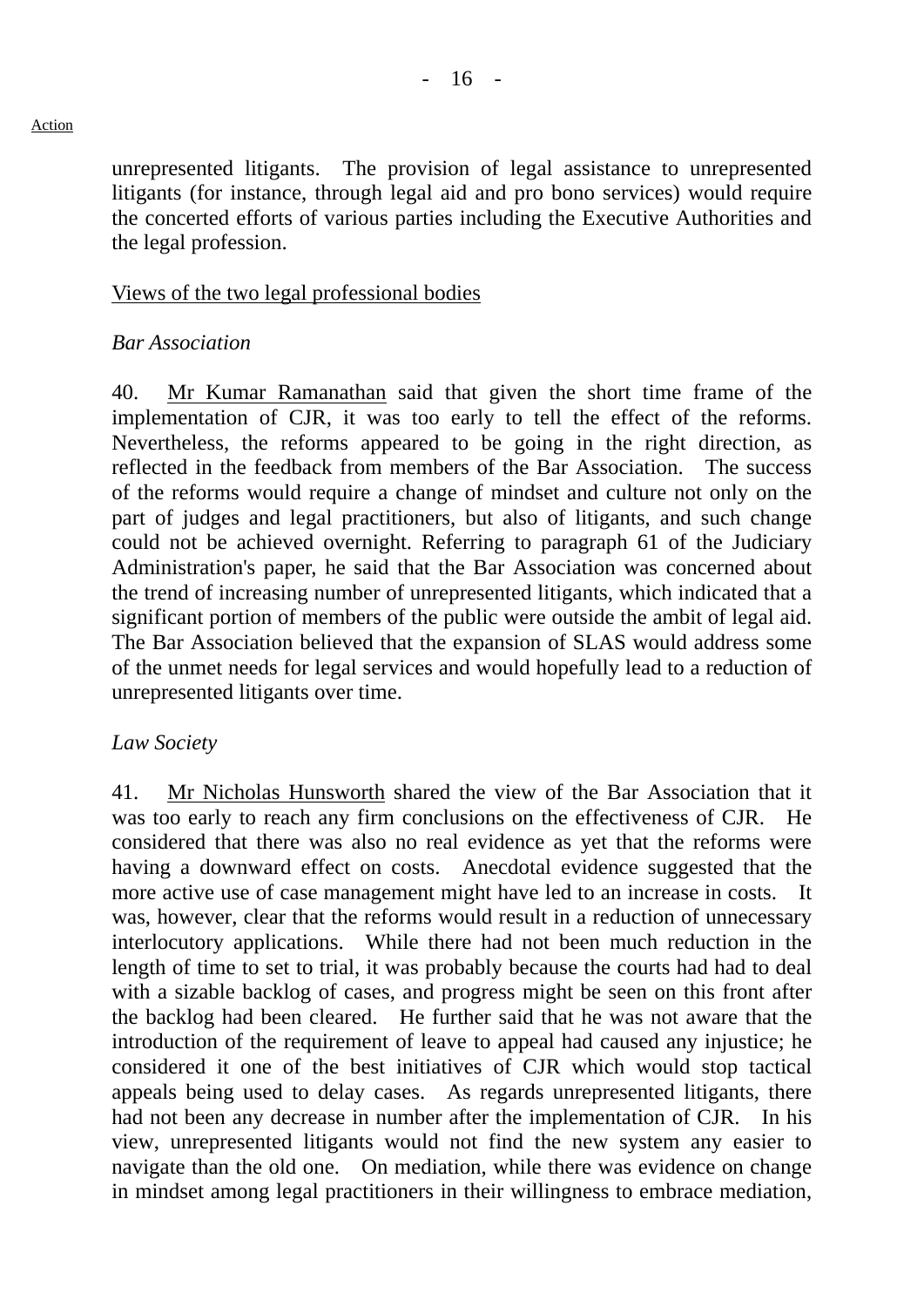Action

unrepresented litigants. The provision of legal assistance to unrepresented litigants (for instance, through legal aid and pro bono services) would require the concerted efforts of various parties including the Executive Authorities and the legal profession.

<u>Views of the two legal professional bodies</u>

*Bar Association*

40. <u>Mr Kumar Ramanathan</u> said that given the short time frame of the implementation of CJR, it was too early to tell the effect of the reforms. Nevertheless, the reforms appeared to be going in the right direction, as reflected in the feedback from members of the Bar Association. The success of the reforms would require a change of mindset and culture not only on the part of judges and legal practitioners, but also of litigants, and such change could not be achieved overnight. Referring to paragraph 61 of the Judiciary Administration's paper, he said that the Bar Association was concerned about the trend of increasing number of unrepresented litigants, which indicated that a significant portion of members of the public were outside the ambit of legal aid. The Bar Association believed that the expansion of SLAS would address some of the unmet needs for legal services and would hopefully lead to a reduction of unrepresented litigants over time.

*Law Society*

41. <u>Mr Nicholas Hunsworth</u> shared the view of the Bar Association that it was too early to reach any firm conclusions on the effectiveness of CJR. He considered that there was also no real evidence as yet that the reforms were having a downward effect on costs. Anecdotal evidence suggested that the more active use of case management might have led to an increase in costs. It was, however, clear that the reforms would result in a reduction of unnecessary interlocutory applications. While there had not been much reduction in the length of time to set to trial, it was probably because the courts had had to deal with a sizable backlog of cases, and progress might be seen on this front after the backlog had been cleared. He further said that he was not aware that the introduction of the requirement of leave to appeal had caused any injustice; he considered it one of the best initiatives of CJR which would stop tactical appeals being used to delay cases. As regards unrepresented litigants, there had not been any decrease in number after the implementation of CJR. In his view, unrepresented litigants would not find the new system any easier to navigate than the old one. On mediation, while there was evidence on change in mindset among legal practitioners in their willingness to embrace mediation,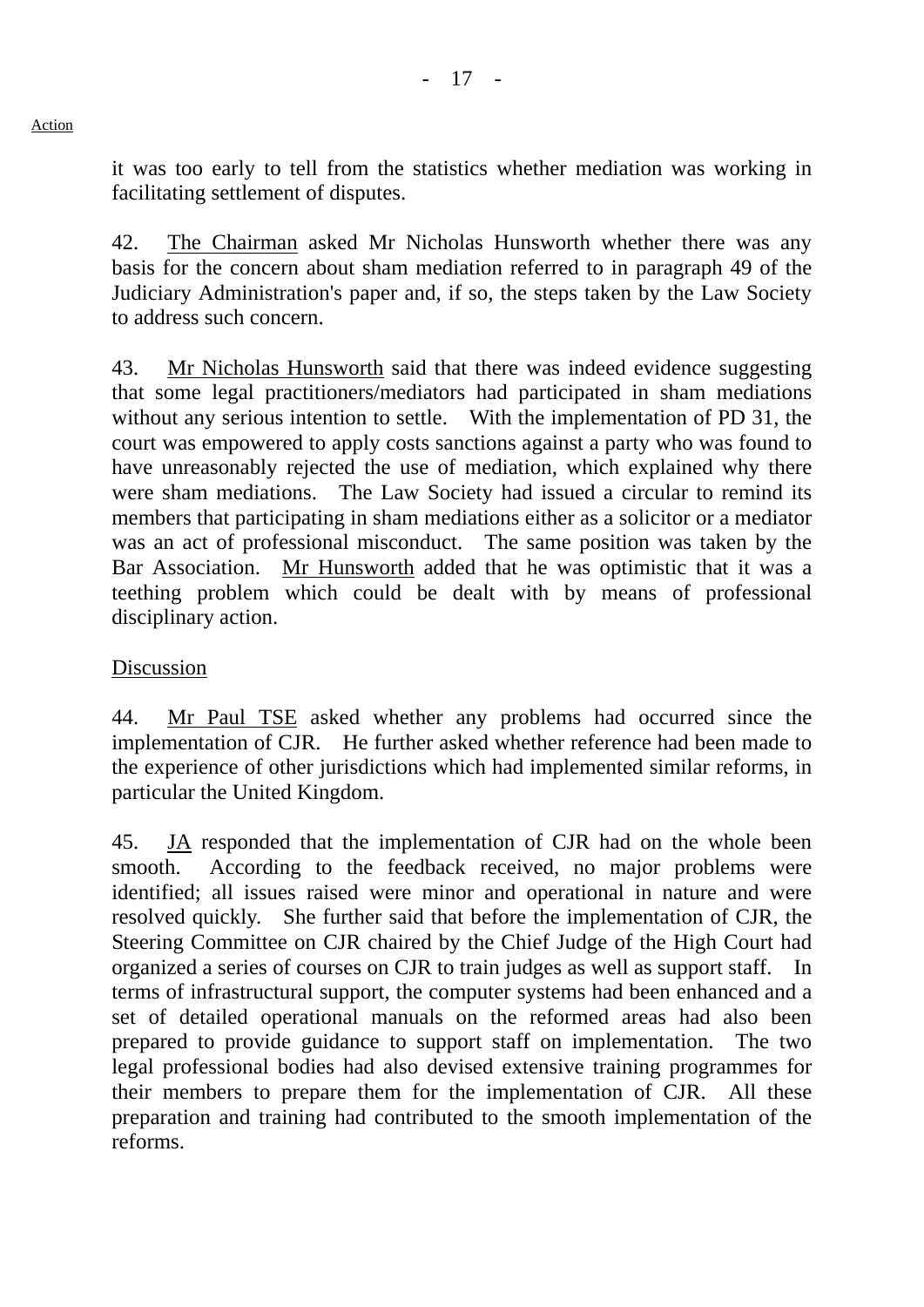it was too early to tell from the statistics whether mediation was working in facilitating settlement of disputes.

42. The Chairman asked Mr Nicholas Hunsworth whether there was any basis for the concern about sham mediation referred to in paragraph 49 of the Judiciary Administration's paper and, if so, the steps taken by the Law Society to address such concern.

43. Mr Nicholas Hunsworth said that there was indeed evidence suggesting that some legal practitioners/mediators had participated in sham mediations without any serious intention to settle. With the implementation of PD 31, the court was empowered to apply costs sanctions against a party who was found to have unreasonably rejected the use of mediation, which explained why there were sham mediations. The Law Society had issued a circular to remind its members that participating in sham mediations either as a solicitor or a mediator was an act of professional misconduct. The same position was taken by the Bar Association. Mr Hunsworth added that he was optimistic that it was a teething problem which could be dealt with by means of professional disciplinary action.

## Discussion

44. Mr Paul TSE asked whether any problems had occurred since the implementation of CJR. He further asked whether reference had been made to the experience of other jurisdictions which had implemented similar reforms, in particular the United Kingdom.

45. JA responded that the implementation of CJR had on the whole been smooth. According to the feedback received, no major problems were identified; all issues raised were minor and operational in nature and were resolved quickly. She further said that before the implementation of CJR, the Steering Committee on CJR chaired by the Chief Judge of the High Court had organized a series of courses on CJR to train judges as well as support staff. In terms of infrastructural support, the computer systems had been enhanced and a set of detailed operational manuals on the reformed areas had also been prepared to provide guidance to support staff on implementation. The two legal professional bodies had also devised extensive training programmes for their members to prepare them for the implementation of CJR. All these preparation and training had contributed to the smooth implementation of the reforms.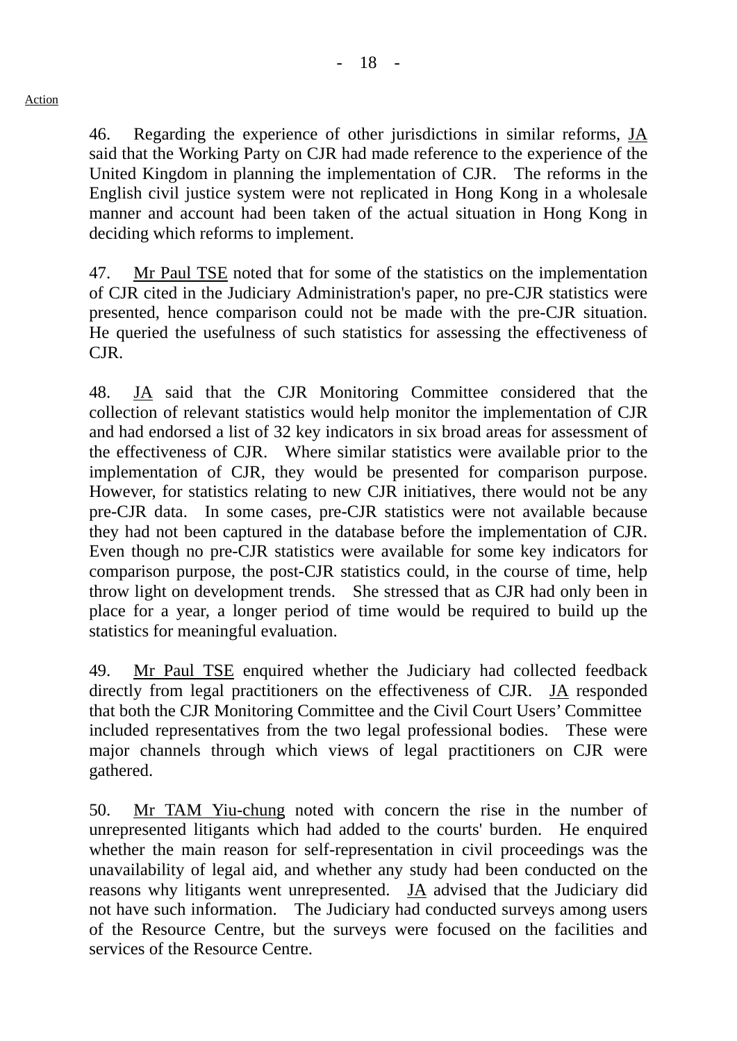Action

46. Regarding the experience of other jurisdictions in similar reforms, JA said that the Working Party on CJR had made reference to the experience of the United Kingdom in planning the implementation of CJR. The reforms in the English civil justice system were not replicated in Hong Kong in a wholesale manner and account had been taken of the actual situation in Hong Kong in deciding which reforms to implement.

47. Mr Paul TSE noted that for some of the statistics on the implementation of CJR cited in the Judiciary Administration's paper, no pre-CJR statistics were presented, hence comparison could not be made with the pre-CJR situation. He queried the usefulness of such statistics for assessing the effectiveness of CJR.

48. JA said that the CJR Monitoring Committee considered that the collection of relevant statistics would help monitor the implementation of CJR and had endorsed a list of 32 key indicators in six broad areas for assessment of the effectiveness of CJR. Where similar statistics were available prior to the implementation of CJR, they would be presented for comparison purpose. However, for statistics relating to new CJR initiatives, there would not be any pre-CJR data. In some cases, pre-CJR statistics were not available because they had not been captured in the database before the implementation of CJR. Even though no pre-CJR statistics were available for some key indicators for comparison purpose, the post-CJR statistics could, in the course of time, help throw light on development trends. She stressed that as CJR had only been in place for a year, a longer period of time would be required to build up the statistics for meaningful evaluation.

49. Mr Paul TSE enquired whether the Judiciary had collected feedback directly from legal practitioners on the effectiveness of CJR. JA responded that both the CJR Monitoring Committee and the Civil Court Users' Committee included representatives from the two legal professional bodies. These were major channels through which views of legal practitioners on CJR were gathered.

50. Mr TAM Yiu-chung noted with concern the rise in the number of unrepresented litigants which had added to the courts' burden. He enquired whether the main reason for self-representation in civil proceedings was the unavailability of legal aid, and whether any study had been conducted on the reasons why litigants went unrepresented. JA advised that the Judiciary did not have such information. The Judiciary had conducted surveys among users of the Resource Centre, but the surveys were focused on the facilities and services of the Resource Centre.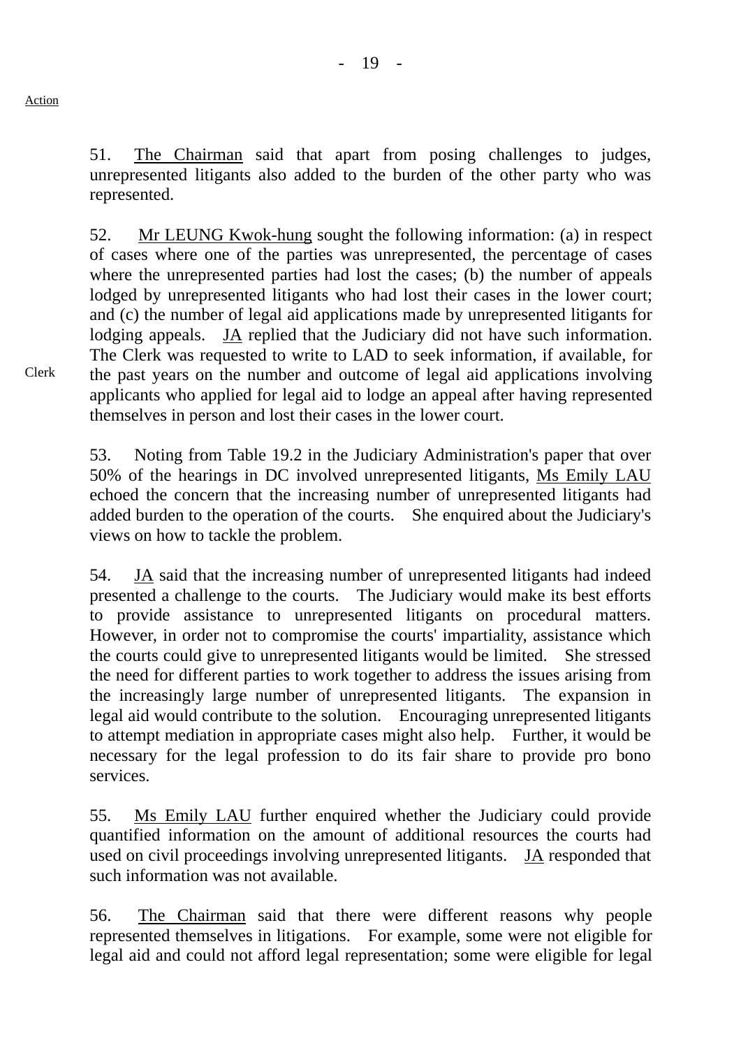Action

51. The Chairman said that apart from posing challenges to judges, unrepresented litigants also added to the burden of the other party who was represented.

52. Mr LEUNG Kwok-hung sought the following information: (a) in respect of cases where one of the parties was unrepresented, the percentage of cases where the unrepresented parties had lost the cases; (b) the number of appeals lodged by unrepresented litigants who had lost their cases in the lower court; and (c) the number of legal aid applications made by unrepresented litigants for lodging appeals. JA replied that the Judiciary did not have such information. The Clerk was requested to write to LAD to seek information, if available, for the past years on the number and outcome of legal aid applications involving applicants who applied for legal aid to lodge an appeal after having represented themselves in person and lost their cases in the lower court.

Clerk

53. Noting from Table 19.2 in the Judiciary Administration's paper that over 50% of the hearings in DC involved unrepresented litigants, Ms Emily LAU echoed the concern that the increasing number of unrepresented litigants had added burden to the operation of the courts. She enquired about the Judiciary's views on how to tackle the problem.

54. JA said that the increasing number of unrepresented litigants had indeed presented a challenge to the courts. The Judiciary would make its best efforts to provide assistance to unrepresented litigants on procedural matters. However, in order not to compromise the courts' impartiality, assistance which the courts could give to unrepresented litigants would be limited. She stressed the need for different parties to work together to address the issues arising from the increasingly large number of unrepresented litigants. The expansion in legal aid would contribute to the solution. Encouraging unrepresented litigants to attempt mediation in appropriate cases might also help. Further, it would be necessary for the legal profession to do its fair share to provide pro bono services.

55. Ms Emily LAU further enquired whether the Judiciary could provide quantified information on the amount of additional resources the courts had used on civil proceedings involving unrepresented litigants. JA responded that such information was not available.

56. The Chairman said that there were different reasons why people represented themselves in litigations. For example, some were not eligible for legal aid and could not afford legal representation; some were eligible for legal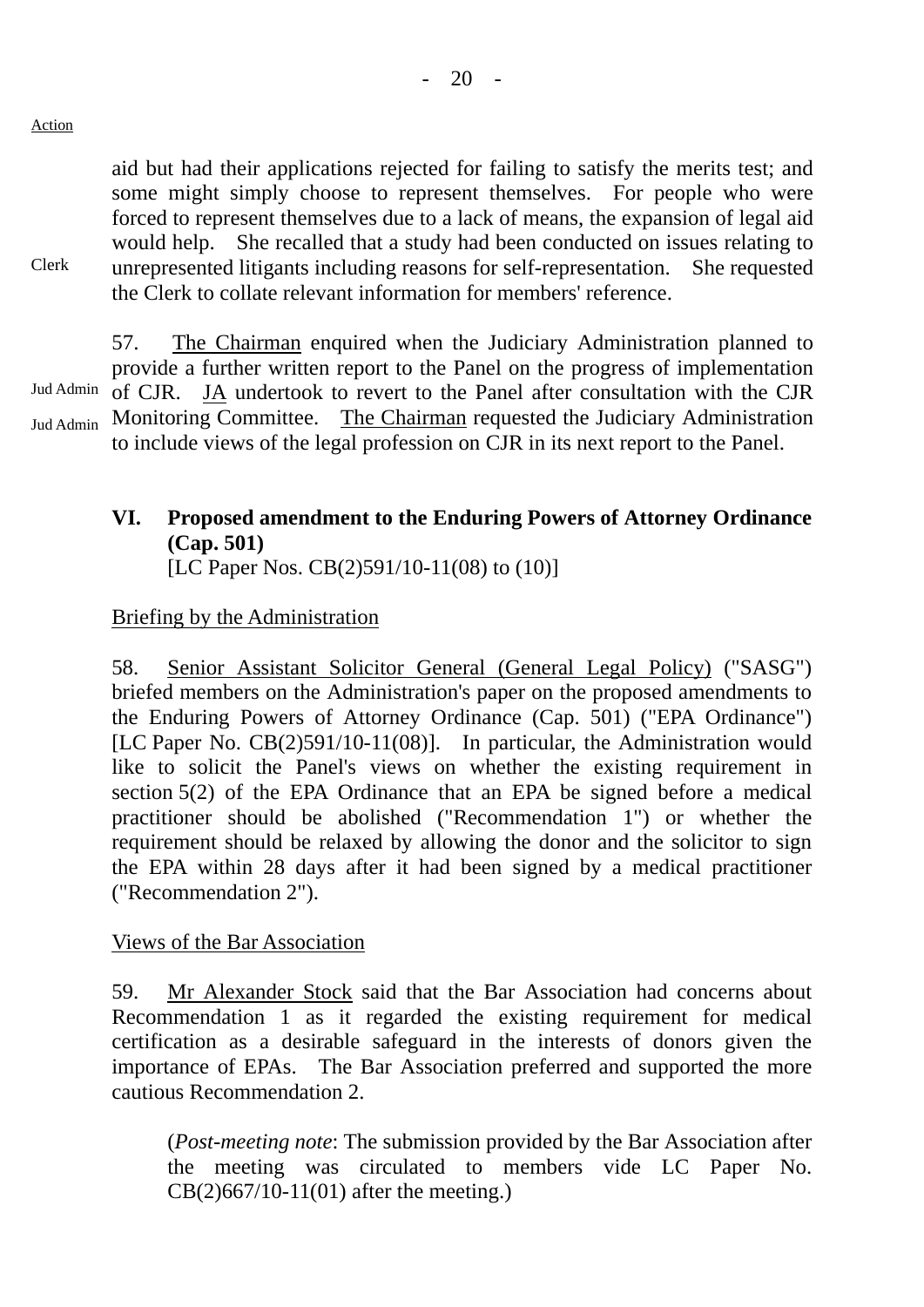Action

aid but had their applications rejected for failing to satisfy the merits test; and some might simply choose to represent themselves. For people who were forced to represent themselves due to a lack of means, the expansion of legal aid would help. She recalled that a study had been conducted on issues relating to unrepresented litigants including reasons for self-representation. She requested the Clerk to collate relevant information for members' reference.

Clerk

57. The Chairman enquired when the Judiciary Administration planned to provide a further written report to the Panel on the progress of implementation of CJR. JA undertook to revert to the Panel after consultation with the CJR Monitoring Committee. The Chairman requested the Judiciary Administration to include views of the legal profession on CJR in its next report to the Panel.

Jud Admin

Jud Admin

## VI. Proposed amendment to the Enduring Powers of Attorney Ordinance (Cap. 501)

[LC Paper Nos. CB(2)591/10-11(08) to (10)]

Briefing by the Administration

58. Senior Assistant Solicitor General (General Legal Policy) ("SASG") briefed members on the Administration's paper on the proposed amendments to the Enduring Powers of Attorney Ordinance (Cap. 501) ("EPA Ordinance") [LC Paper No. CB(2)591/10-11(08)]. In particular, the Administration would like to solicit the Panel's views on whether the existing requirement in section 5(2) of the EPA Ordinance that an EPA be signed before a medical practitioner should be abolished ("Recommendation 1") or whether the requirement should be relaxed by allowing the donor and the solicitor to sign the EPA within 28 days after it had been signed by a medical practitioner ("Recommendation 2").

Views of the Bar Association

59. Mr Alexander Stock said that the Bar Association had concerns about Recommendation 1 as it regarded the existing requirement for medical certification as a desirable safeguard in the interests of donors given the importance of EPAs. The Bar Association preferred and supported the more cautious Recommendation 2.

(*Post-meeting note*: The submission provided by the Bar Association after the meeting was circulated to members vide LC Paper No. CB(2)667/10-11(01) after the meeting.)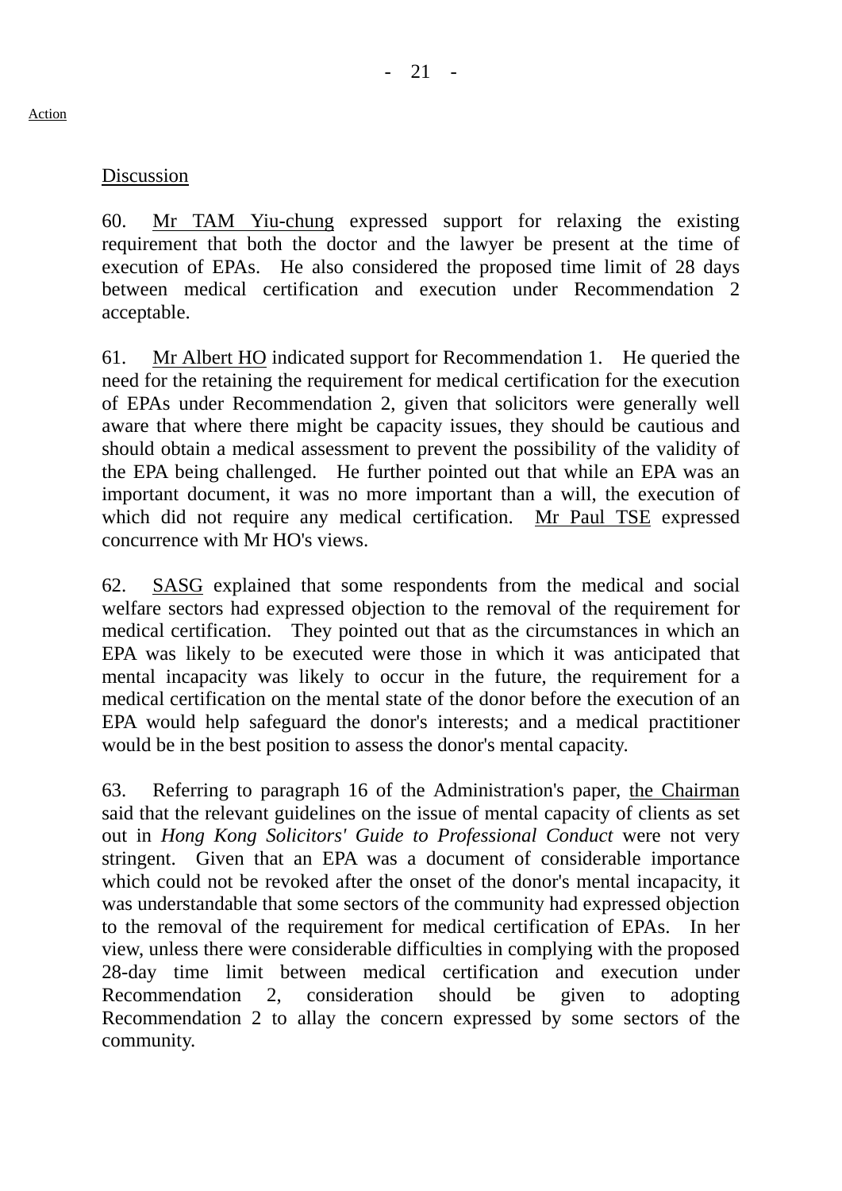Action

Discussion

60. Mr TAM Yiu-chung expressed support for relaxing the existing requirement that both the doctor and the lawyer be present at the time of execution of EPAs. He also considered the proposed time limit of 28 days between medical certification and execution under Recommendation 2 acceptable.

61. Mr Albert HO indicated support for Recommendation 1. He queried the need for the retaining the requirement for medical certification for the execution of EPAs under Recommendation 2, given that solicitors were generally well aware that where there might be capacity issues, they should be cautious and should obtain a medical assessment to prevent the possibility of the validity of the EPA being challenged. He further pointed out that while an EPA was an important document, it was no more important than a will, the execution of which did not require any medical certification. Mr Paul TSE expressed concurrence with Mr HO's views.

62. SASG explained that some respondents from the medical and social welfare sectors had expressed objection to the removal of the requirement for medical certification. They pointed out that as the circumstances in which an EPA was likely to be executed were those in which it was anticipated that mental incapacity was likely to occur in the future, the requirement for a medical certification on the mental state of the donor before the execution of an EPA would help safeguard the donor's interests; and a medical practitioner would be in the best position to assess the donor's mental capacity.

63. Referring to paragraph 16 of the Administration's paper, the Chairman said that the relevant guidelines on the issue of mental capacity of clients as set out in *Hong Kong Solicitors' Guide to Professional Conduct* were not very stringent. Given that an EPA was a document of considerable importance which could not be revoked after the onset of the donor's mental incapacity, it was understandable that some sectors of the community had expressed objection to the removal of the requirement for medical certification of EPAs. In her view, unless there were considerable difficulties in complying with the proposed 28-day time limit between medical certification and execution under Recommendation 2, consideration should be given to adopting Recommendation 2 to allay the concern expressed by some sectors of the community.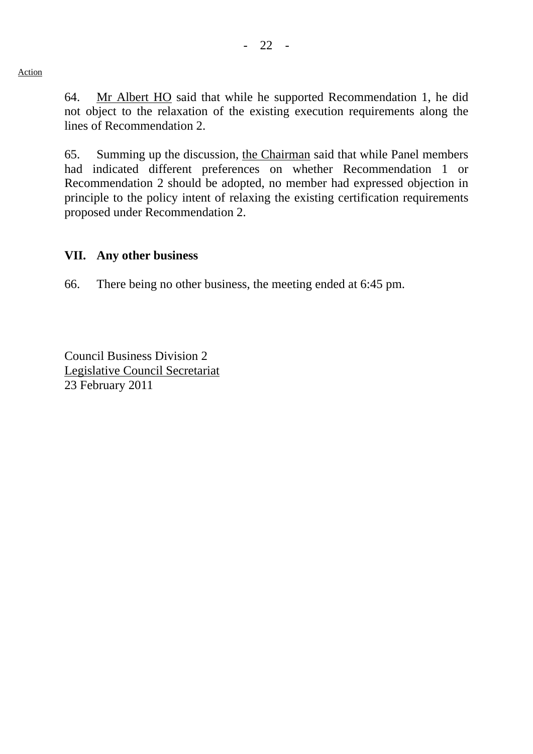Action

64. Mr Albert HO said that while he supported Recommendation 1, he did not object to the relaxation of the existing execution requirements along the lines of Recommendation 2.

65. Summing up the discussion, the Chairman said that while Panel members had indicated different preferences on whether Recommendation 1 or Recommendation 2 should be adopted, no member had expressed objection in principle to the policy intent of relaxing the existing certification requirements proposed under Recommendation 2.

## VII. Any other business

66. There being no other business, the meeting ended at 6:45 pm.

Council Business Division 2
Legislative Council Secretariat
23 February 2011